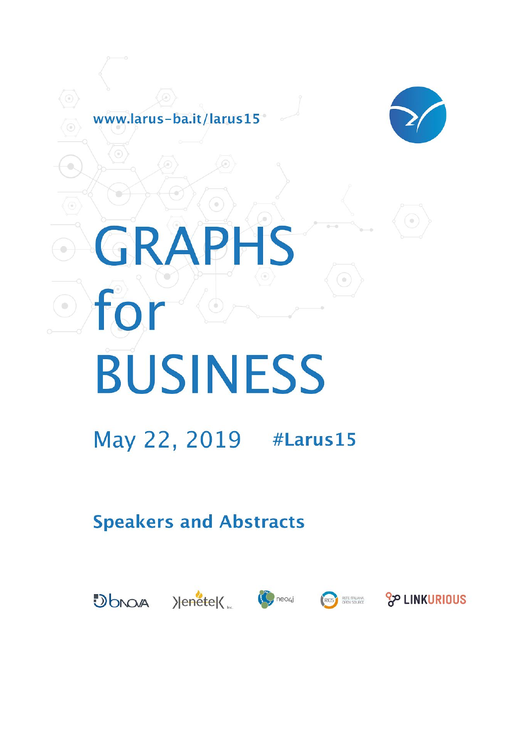www.larus-ba.it/larus15

# GRAPHS for BUSINESS

May 22, 2019 **#Larus15**

## Speakers and Abstracts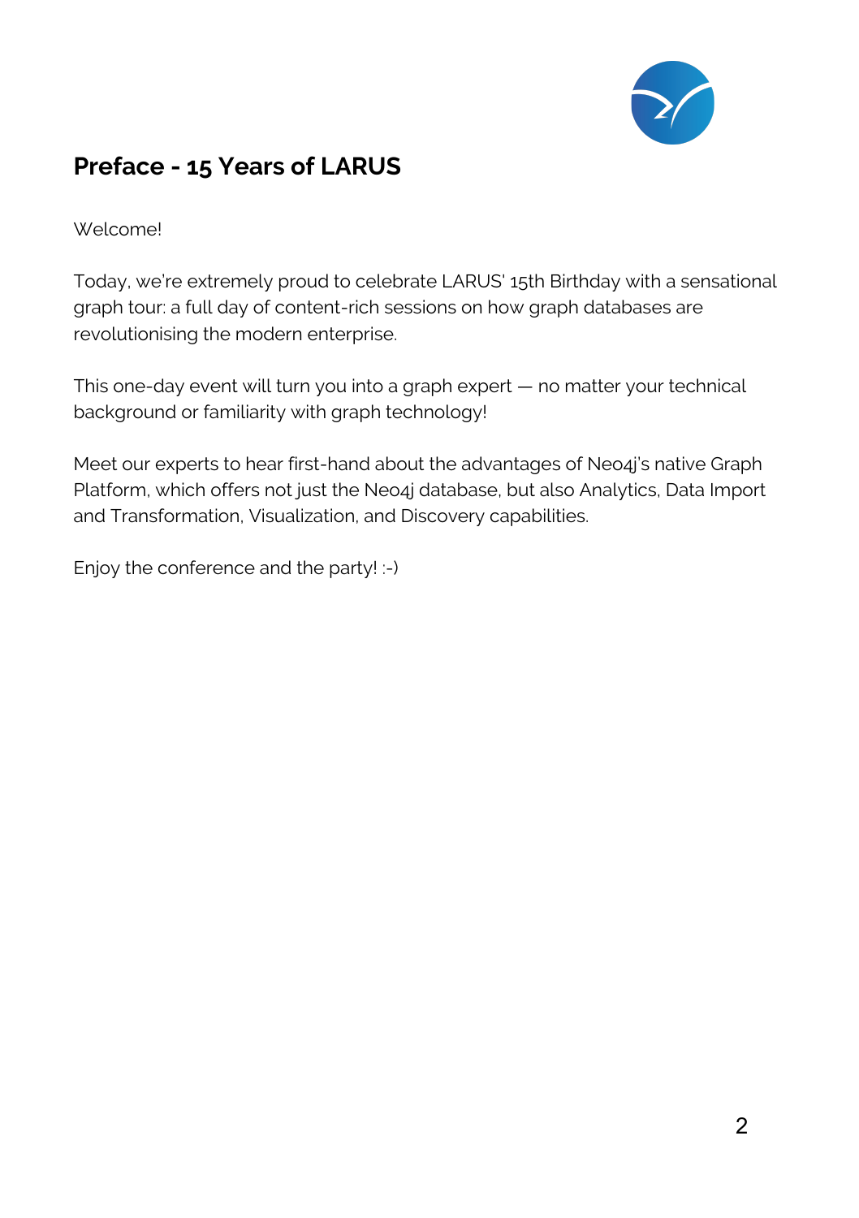## Preface - 15 Years of LARUS

Welcome!

Today, we're extremely proud to celebrate LARUS' 15th Birthday with a sensational graph tour: a full day of content-rich sessions on how graph databases are revolutionising the modern enterprise.

This one-day event will turn you into a graph expert — no matter your technical background or familiarity with graph technology!

Meet our experts to hear first-hand about the advantages of Neo4j's native Graph Platform, which offers not just the Neo4j database, but also Analytics, Data Import and Transformation, Visualization, and Discovery capabilities.

Enjoy the conference and the party! :-)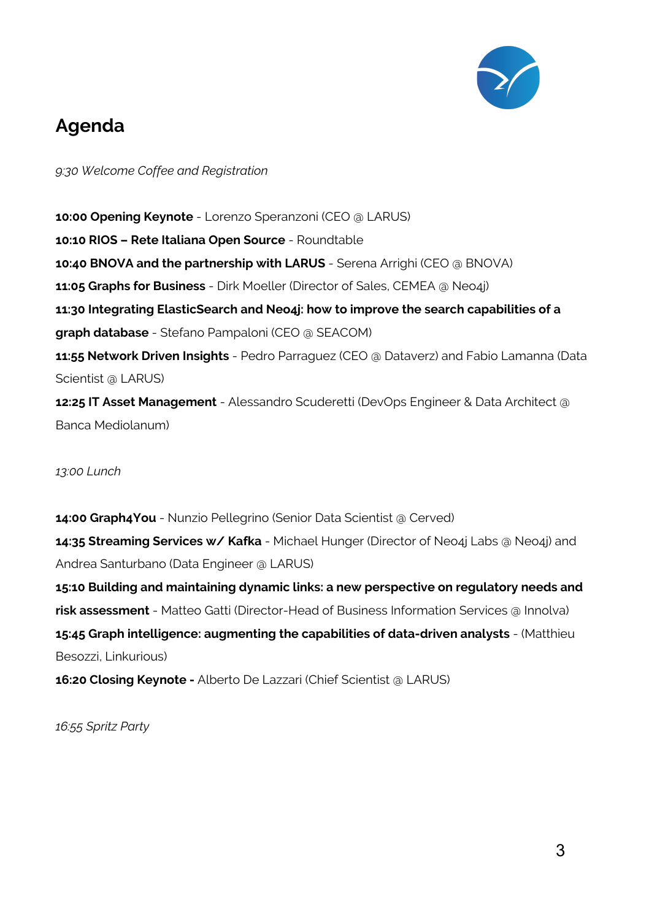# Agenda

*9:30 Welcome Coffee and Registration*

**10:00 Opening Keynote** - Lorenzo Speranzoni (CEO @ LARUS)
**10:10 RIOS – Rete Italiana Open Source** - Roundtable
**10:40 BNOVA and the partnership with LARUS** - Serena Arrighi (CEO @ BNOVA)
**11:05 Graphs for Business** - Dirk Moeller (Director of Sales, CEMEA @ Neo4j)
**11:30 Integrating ElasticSearch and Neo4j: how to improve the search capabilities of a graph database** - Stefano Pampaloni (CEO @ SEACOM)
**11:55 Network Driven Insights** - Pedro Parraguez (CEO @ Dataverz) and Fabio Lamanna (Data Scientist @ LARUS)
**12:25 IT Asset Management** - Alessandro Scuderetti (DevOps Engineer & Data Architect @ Banca Mediolanum)

*13:00 Lunch*

**14:00 Graph4You** - Nunzio Pellegrino (Senior Data Scientist @ Cerved)
**14:35 Streaming Services w/ Kafka** - Michael Hunger (Director of Neo4j Labs @ Neo4j) and Andrea Santurbano (Data Engineer @ LARUS)
**15:10 Building and maintaining dynamic links: a new perspective on regulatory needs and risk assessment** - Matteo Gatti (Director-Head of Business Information Services @ Innolva)
**15:45 Graph intelligence: augmenting the capabilities of data-driven analysts** - (Matthieu Besozzi, Linkurious)
**16:20 Closing Keynote -** Alberto De Lazzari (Chief Scientist @ LARUS)

*16:55 Spritz Party*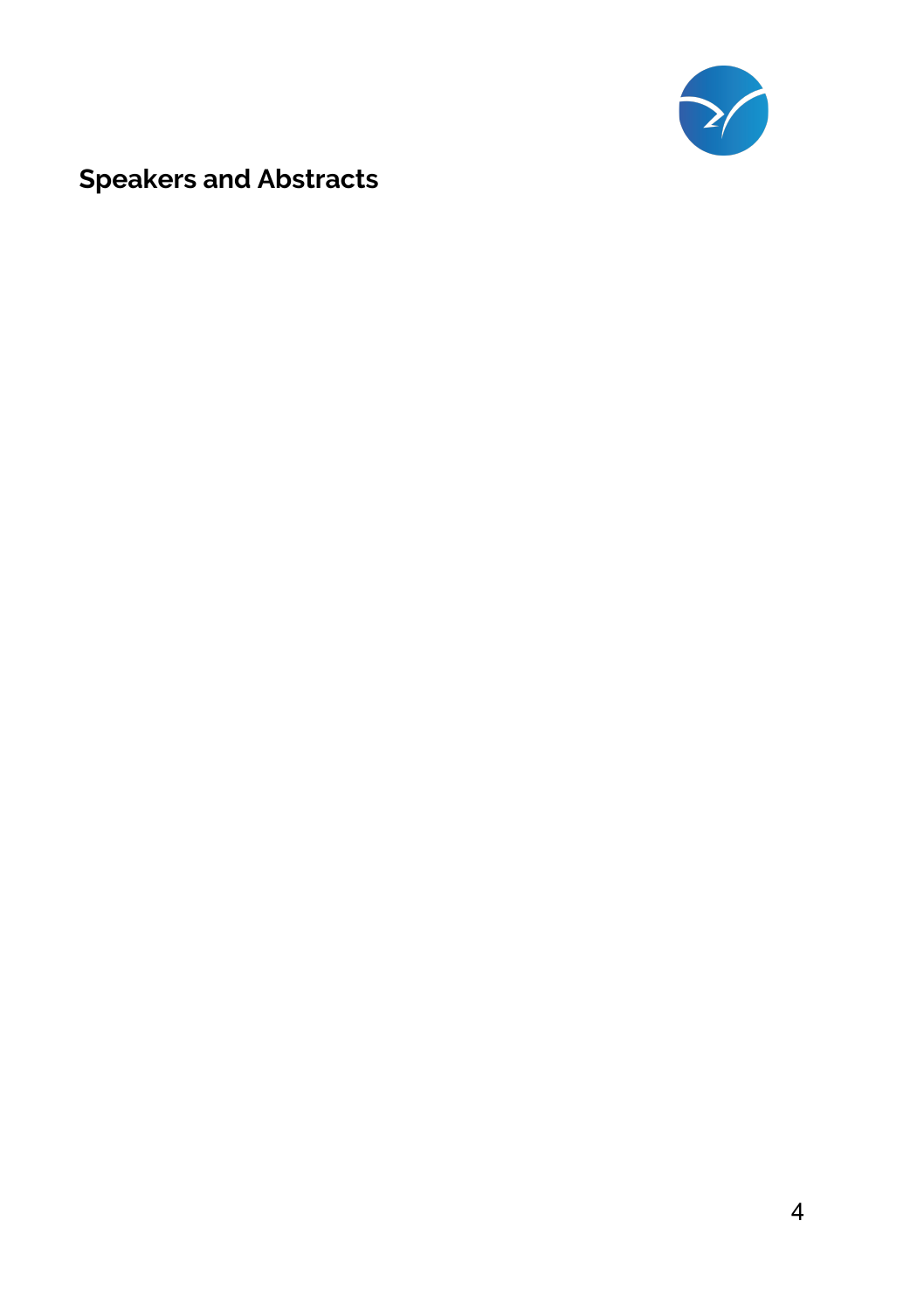## Speakers and Abstracts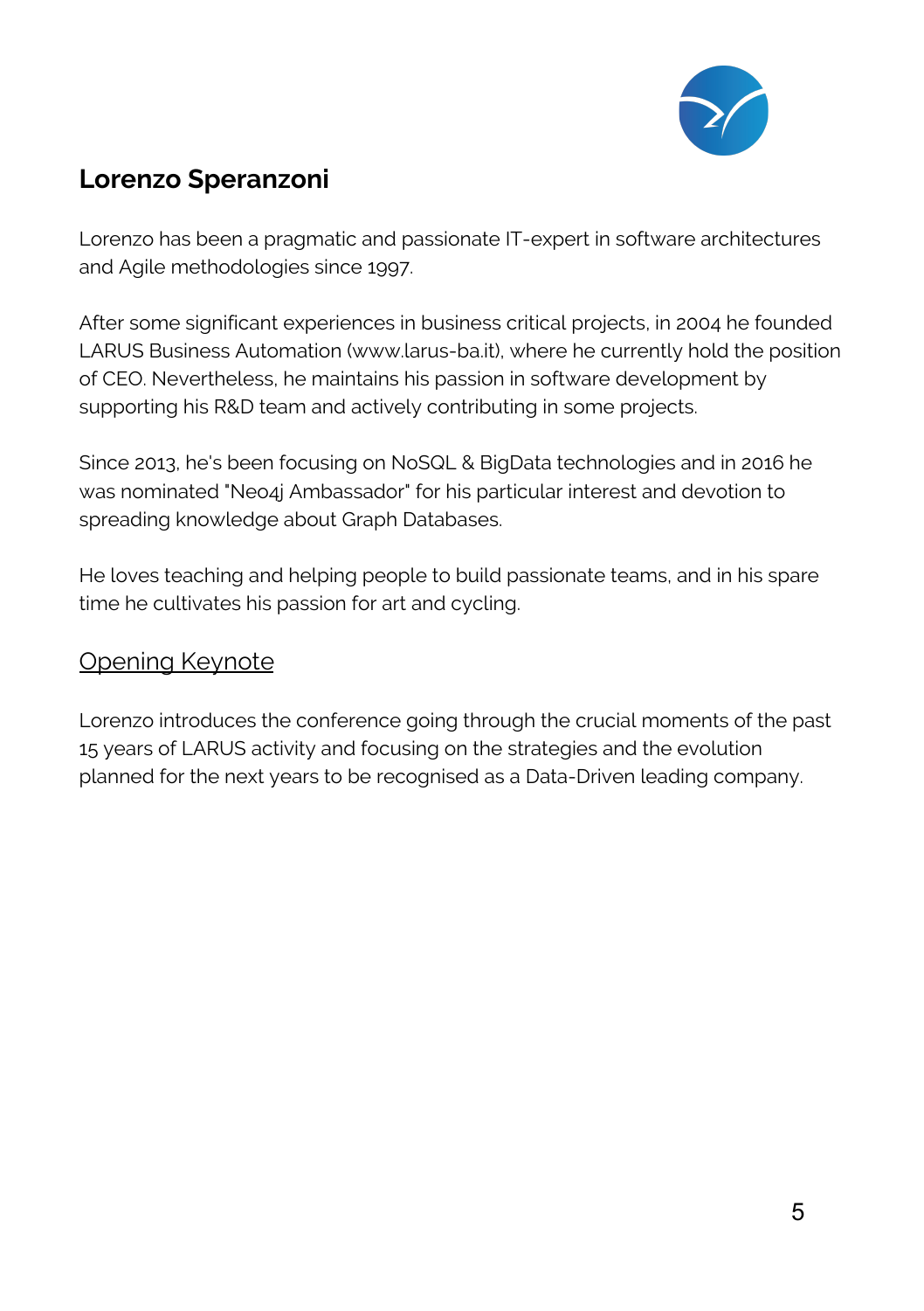## Lorenzo Speranzoni

Lorenzo has been a pragmatic and passionate IT-expert in software architectures and Agile methodologies since 1997.

After some significant experiences in business critical projects, in 2004 he founded LARUS Business Automation (www.larus-ba.it), where he currently hold the position of CEO. Nevertheless, he maintains his passion in software development by supporting his R&D team and actively contributing in some projects.

Since 2013, he's been focusing on NoSQL & BigData technologies and in 2016 he was nominated "Neo4j Ambassador" for his particular interest and devotion to spreading knowledge about Graph Databases.

He loves teaching and helping people to build passionate teams, and in his spare time he cultivates his passion for art and cycling.

### Opening Keynote

Lorenzo introduces the conference going through the crucial moments of the past 15 years of LARUS activity and focusing on the strategies and the evolution planned for the next years to be recognised as a Data-Driven leading company.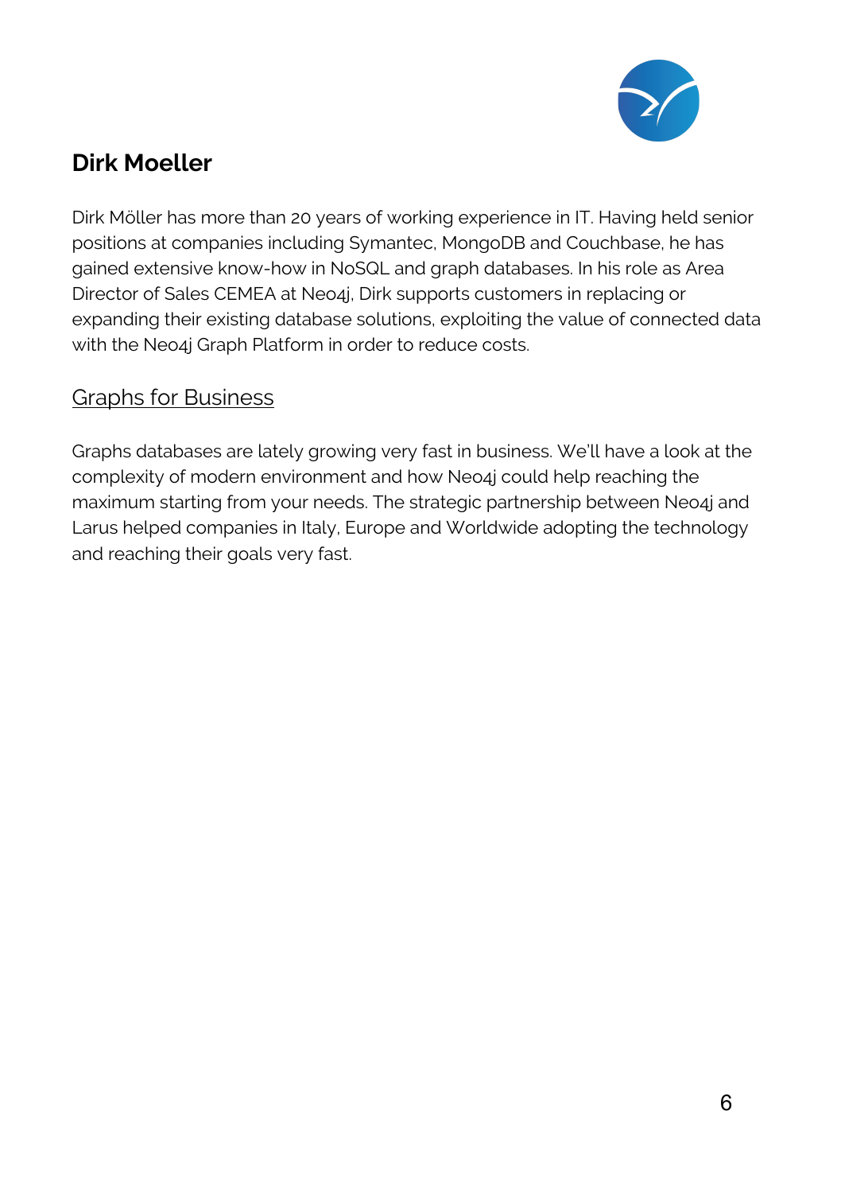## Dirk Moeller

Dirk Möller has more than 20 years of working experience in IT. Having held senior positions at companies including Symantec, MongoDB and Couchbase, he has gained extensive know-how in NoSQL and graph databases. In his role as Area Director of Sales CEMEA at Neo4j, Dirk supports customers in replacing or expanding their existing database solutions, exploiting the value of connected data with the Neo4j Graph Platform in order to reduce costs.

### Graphs for Business

Graphs databases are lately growing very fast in business. We'll have a look at the complexity of modern environment and how Neo4j could help reaching the maximum starting from your needs. The strategic partnership between Neo4j and Larus helped companies in Italy, Europe and Worldwide adopting the technology and reaching their goals very fast.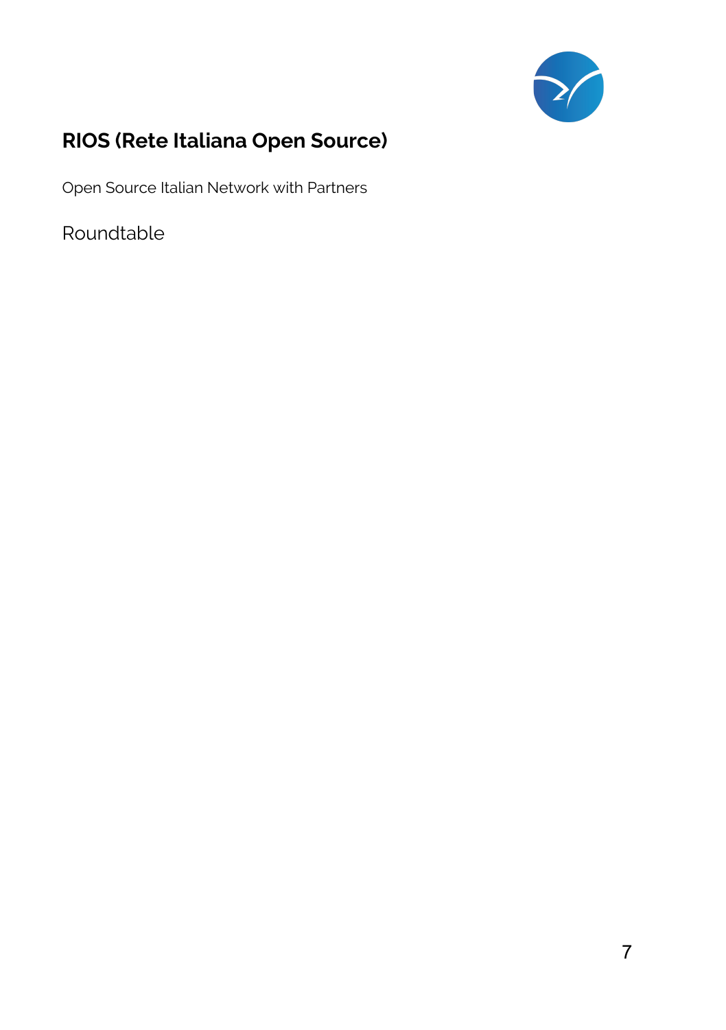## RIOS (Rete Italiana Open Source)

Open Source Italian Network with Partners

Roundtable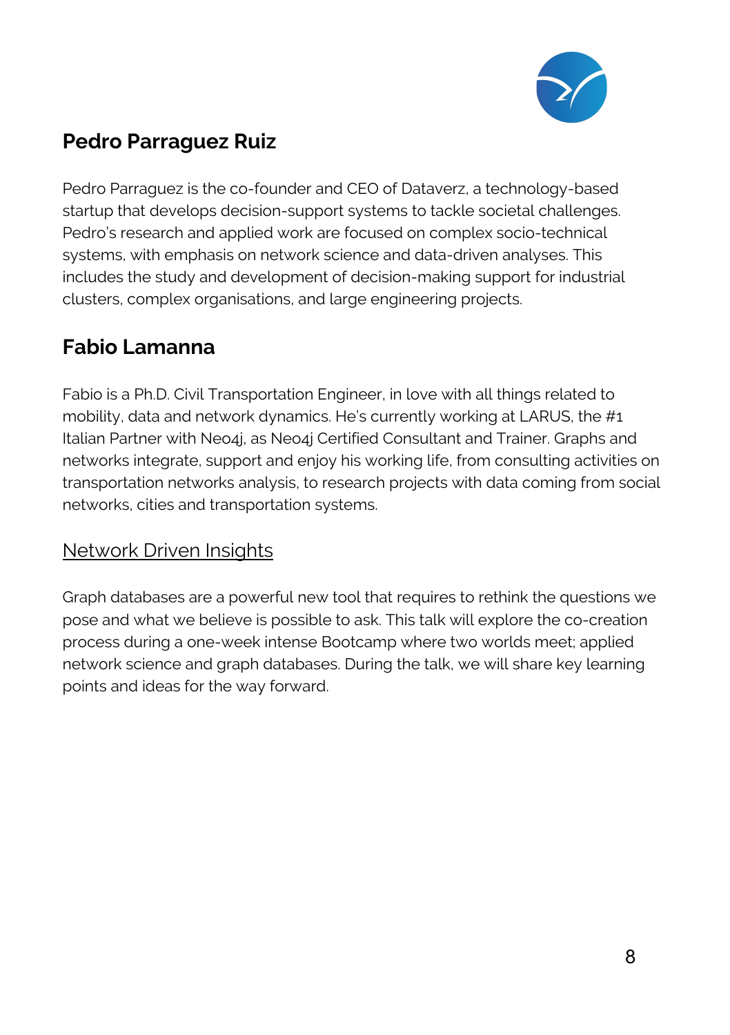## Pedro Parraguez Ruiz

Pedro Parraguez is the co-founder and CEO of Dataverz, a technology-based startup that develops decision-support systems to tackle societal challenges. Pedro's research and applied work are focused on complex socio-technical systems, with emphasis on network science and data-driven analyses. This includes the study and development of decision-making support for industrial clusters, complex organisations, and large engineering projects.

## Fabio Lamanna

Fabio is a Ph.D. Civil Transportation Engineer, in love with all things related to mobility, data and network dynamics. He's currently working at LARUS, the #1 Italian Partner with Neo4j, as Neo4j Certified Consultant and Trainer. Graphs and networks integrate, support and enjoy his working life, from consulting activities on transportation networks analysis, to research projects with data coming from social networks, cities and transportation systems.

### Network Driven Insights

Graph databases are a powerful new tool that requires to rethink the questions we pose and what we believe is possible to ask. This talk will explore the co-creation process during a one-week intense Bootcamp where two worlds meet; applied network science and graph databases. During the talk, we will share key learning points and ideas for the way forward.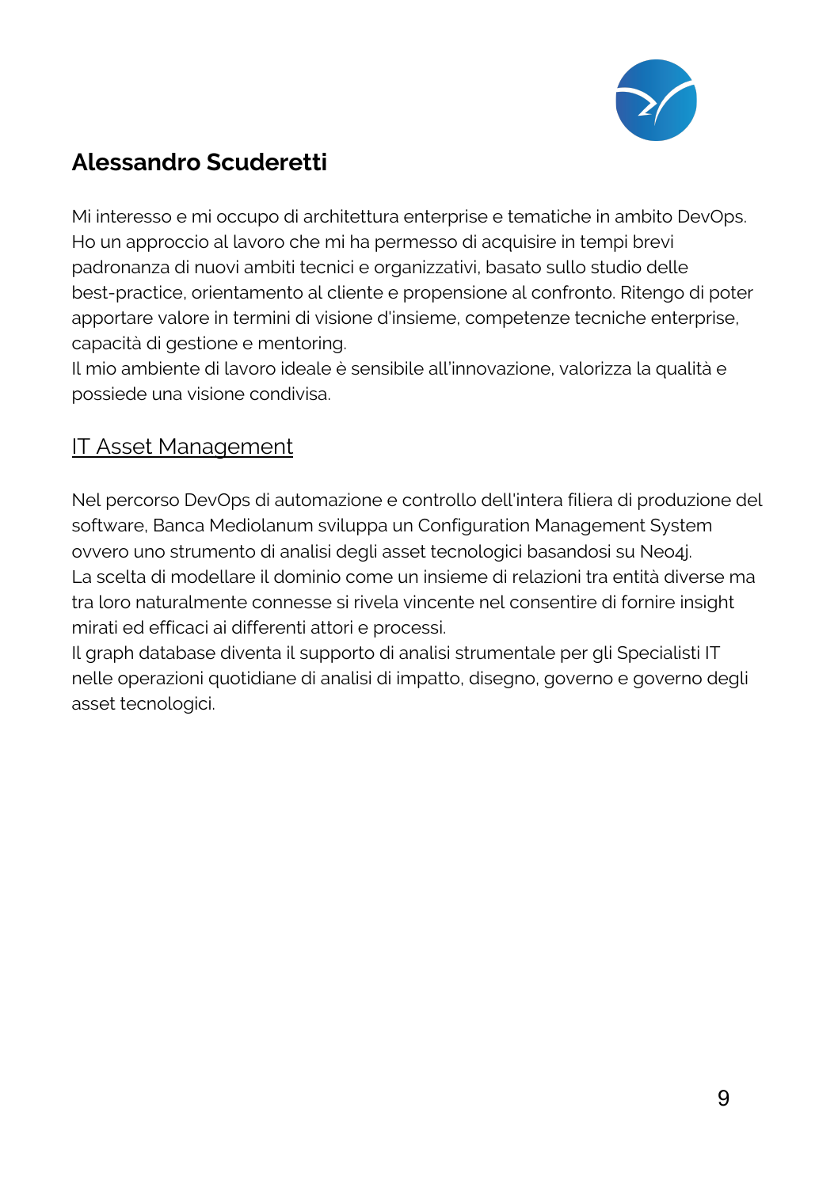## Alessandro Scuderetti

Mi interesso e mi occupo di architettura enterprise e tematiche in ambito DevOps. Ho un approccio al lavoro che mi ha permesso di acquisire in tempi brevi padronanza di nuovi ambiti tecnici e organizzativi, basato sullo studio delle best-practice, orientamento al cliente e propensione al confronto. Ritengo di poter apportare valore in termini di visione d'insieme, competenze tecniche enterprise, capacità di gestione e mentoring.
Il mio ambiente di lavoro ideale è sensibile all'innovazione, valorizza la qualità e possiede una visione condivisa.

### IT Asset Management

Nel percorso DevOps di automazione e controllo dell'intera filiera di produzione del software, Banca Mediolanum sviluppa un Configuration Management System ovvero uno strumento di analisi degli asset tecnologici basandosi su Neo4j.
La scelta di modellare il dominio come un insieme di relazioni tra entità diverse ma tra loro naturalmente connesse si rivela vincente nel consentire di fornire insight mirati ed efficaci ai differenti attori e processi.
Il graph database diventa il supporto di analisi strumentale per gli Specialisti IT nelle operazioni quotidiane di analisi di impatto, disegno, governo e governo degli asset tecnologici.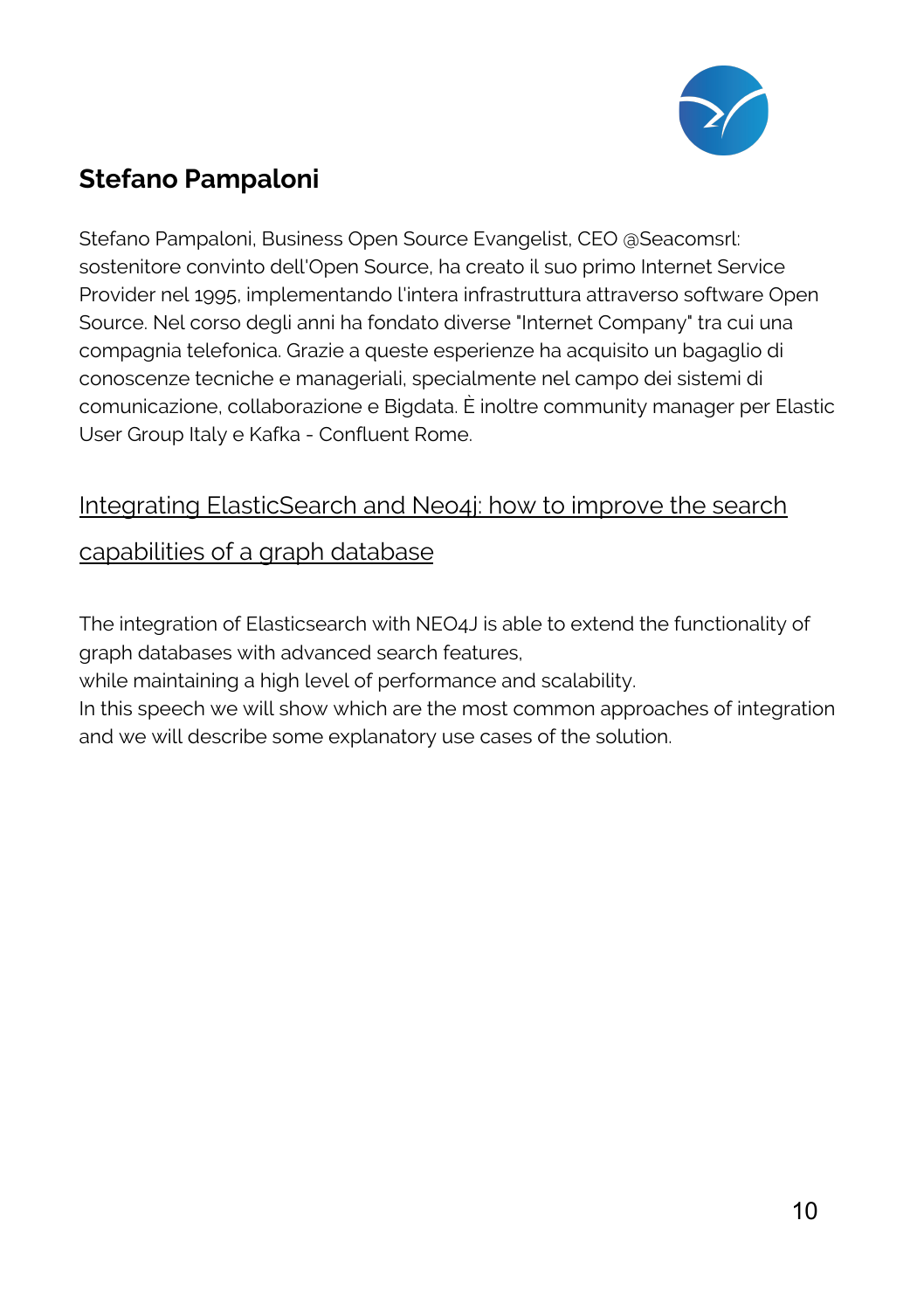## Stefano Pampaloni

Stefano Pampaloni, Business Open Source Evangelist, CEO @Seacomsrl: sostenitore convinto dell'Open Source, ha creato il suo primo Internet Service Provider nel 1995, implementando l'intera infrastruttura attraverso software Open Source. Nel corso degli anni ha fondato diverse "Internet Company" tra cui una compagnia telefonica. Grazie a queste esperienze ha acquisito un bagaglio di conoscenze tecniche e manageriali, specialmente nel campo dei sistemi di comunicazione, collaborazione e Bigdata. È inoltre community manager per Elastic User Group Italy e Kafka - Confluent Rome.

### Integrating ElasticSearch and Neo4j: how to improve the search capabilities of a graph database

The integration of Elasticsearch with NEO4J is able to extend the functionality of graph databases with advanced search features,
while maintaining a high level of performance and scalability.
In this speech we will show which are the most common approaches of integration and we will describe some explanatory use cases of the solution.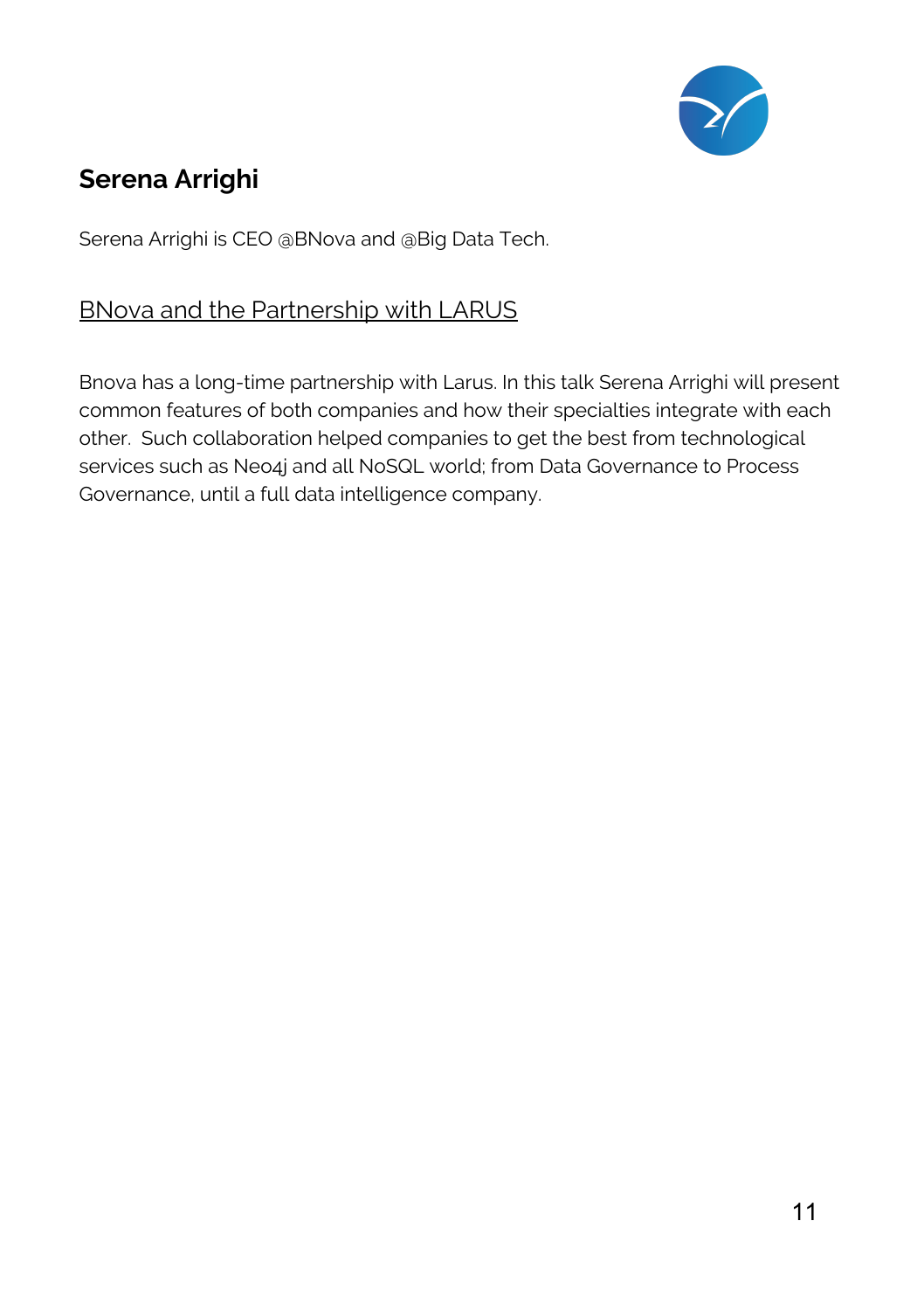## Serena Arrighi

Serena Arrighi is CEO @BNova and @Big Data Tech.

### BNova and the Partnership with LARUS

Bnova has a long-time partnership with Larus. In this talk Serena Arrighi will present common features of both companies and how their specialties integrate with each other. Such collaboration helped companies to get the best from technological services such as Neo4j and all NoSQL world; from Data Governance to Process Governance, until a full data intelligence company.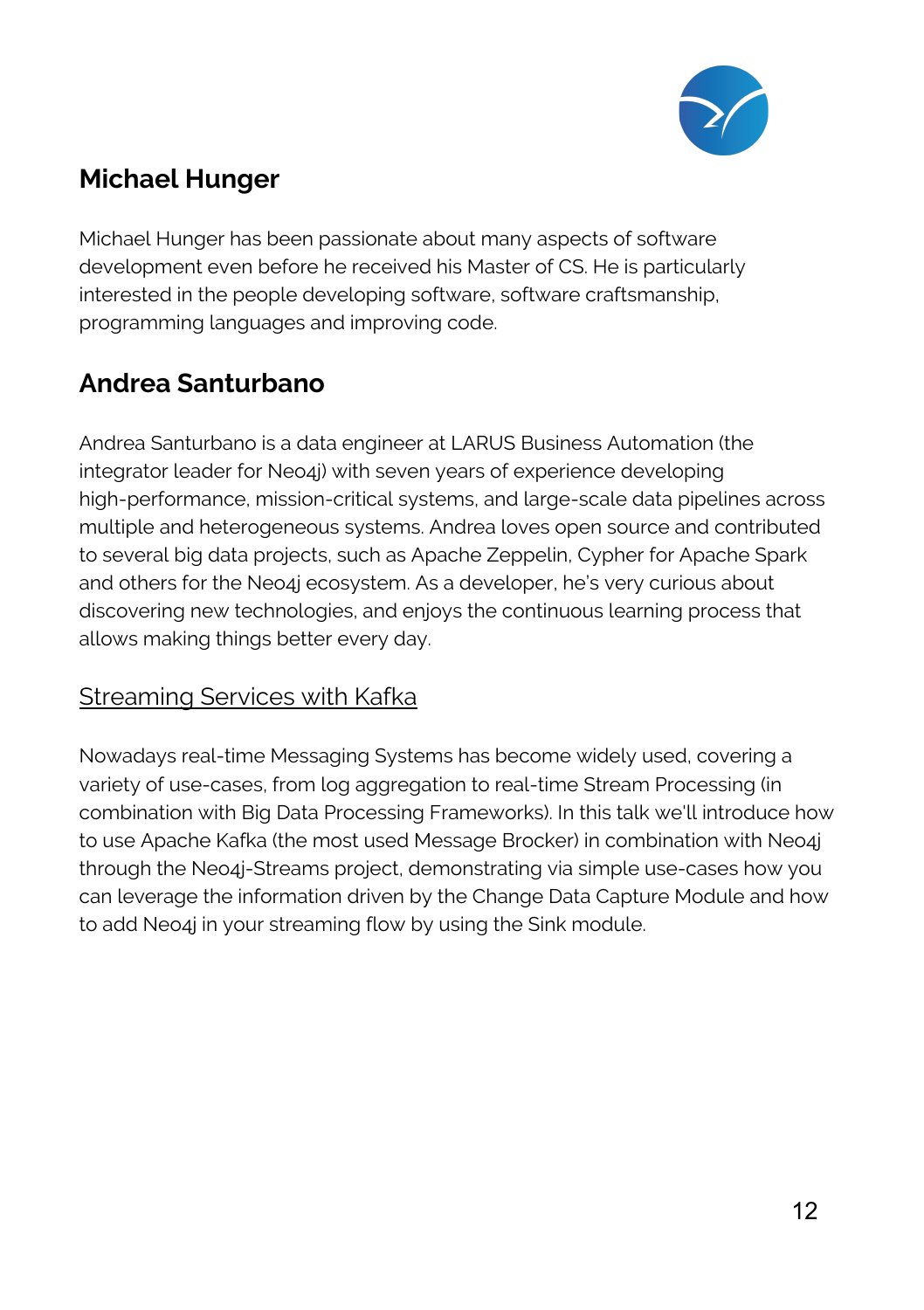## Michael Hunger

Michael Hunger has been passionate about many aspects of software development even before he received his Master of CS. He is particularly interested in the people developing software, software craftsmanship, programming languages and improving code.

## Andrea Santurbano

Andrea Santurbano is a data engineer at LARUS Business Automation (the integrator leader for Neo4j) with seven years of experience developing high-performance, mission-critical systems, and large-scale data pipelines across multiple and heterogeneous systems. Andrea loves open source and contributed to several big data projects, such as Apache Zeppelin, Cypher for Apache Spark and others for the Neo4j ecosystem. As a developer, he's very curious about discovering new technologies, and enjoys the continuous learning process that allows making things better every day.

### Streaming Services with Kafka

Nowadays real-time Messaging Systems has become widely used, covering a variety of use-cases, from log aggregation to real-time Stream Processing (in combination with Big Data Processing Frameworks). In this talk we'll introduce how to use Apache Kafka (the most used Message Brocker) in combination with Neo4j through the Neo4j-Streams project, demonstrating via simple use-cases how you can leverage the information driven by the Change Data Capture Module and how to add Neo4j in your streaming flow by using the Sink module.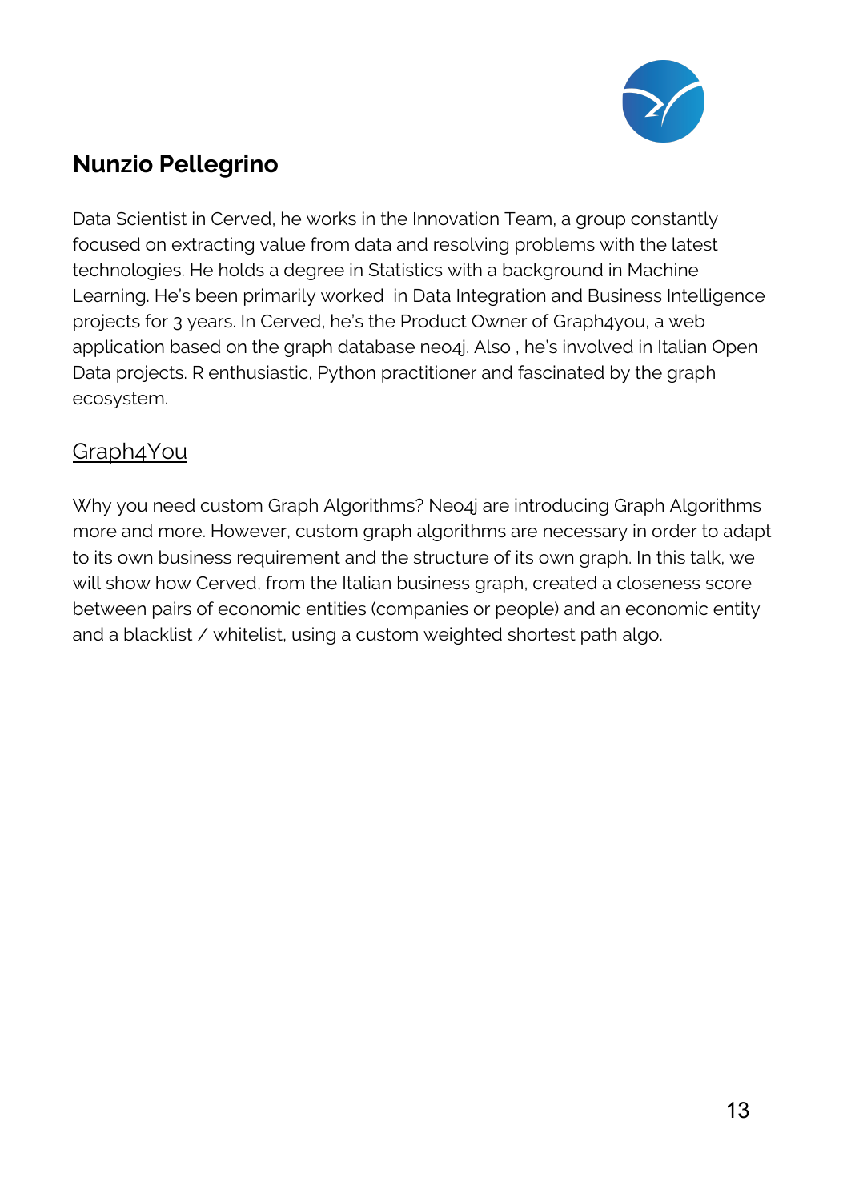## Nunzio Pellegrino

Data Scientist in Cerved, he works in the Innovation Team, a group constantly focused on extracting value from data and resolving problems with the latest technologies. He holds a degree in Statistics with a background in Machine Learning. He's been primarily worked  in Data Integration and Business Intelligence projects for 3 years. In Cerved, he's the Product Owner of Graph4you, a web application based on the graph database neo4j. Also , he's involved in Italian Open Data projects. R enthusiastic, Python practitioner and fascinated by the graph ecosystem.

### Graph4You

Why you need custom Graph Algorithms? Neo4j are introducing Graph Algorithms more and more. However, custom graph algorithms are necessary in order to adapt to its own business requirement and the structure of its own graph. In this talk, we will show how Cerved, from the Italian business graph, created a closeness score between pairs of economic entities (companies or people) and an economic entity and a blacklist / whitelist, using a custom weighted shortest path algo.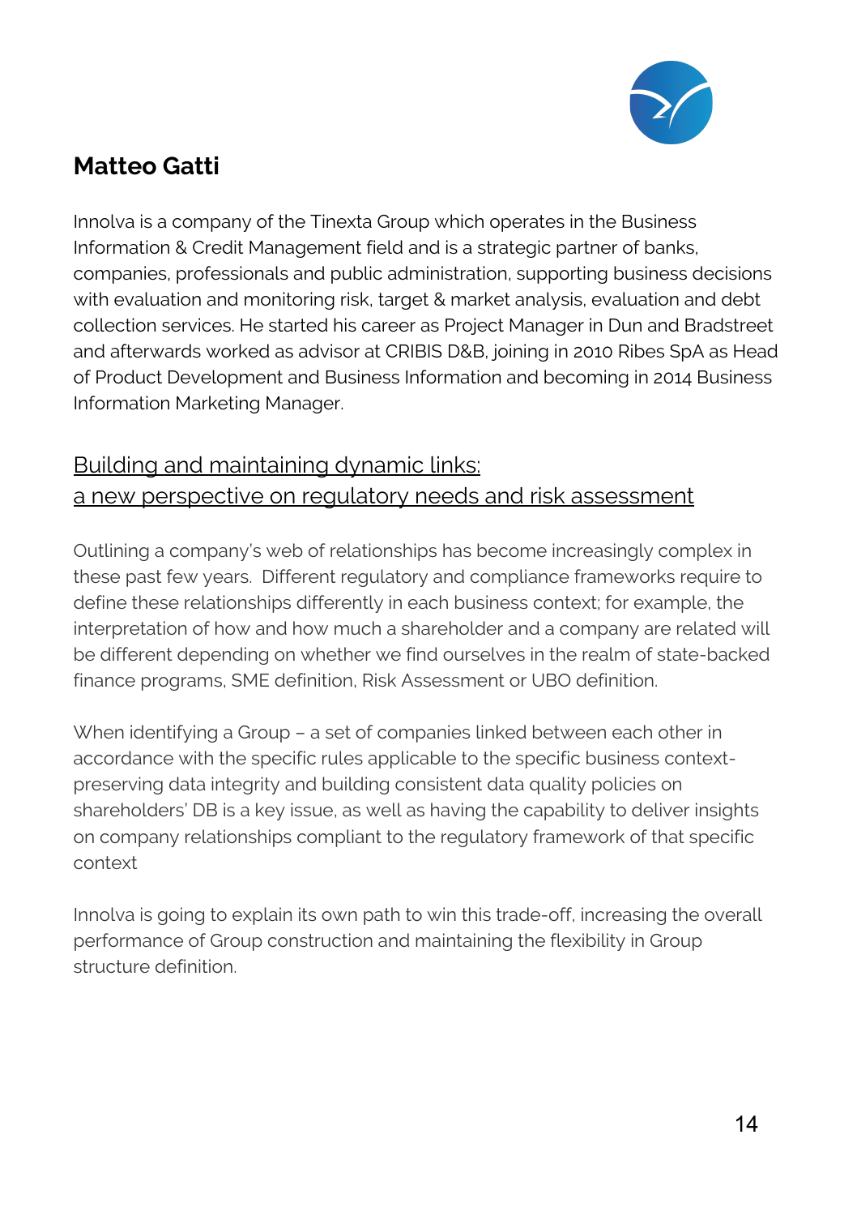## Matteo Gatti

Innolva is a company of the Tinexta Group which operates in the Business Information & Credit Management field and is a strategic partner of banks, companies, professionals and public administration, supporting business decisions with evaluation and monitoring risk, target & market analysis, evaluation and debt collection services. He started his career as Project Manager in Dun and Bradstreet and afterwards worked as advisor at CRIBIS D&B, joining in 2010 Ribes SpA as Head of Product Development and Business Information and becoming in 2014 Business Information Marketing Manager.

### Building and maintaining dynamic links: a new perspective on regulatory needs and risk assessment

Outlining a company's web of relationships has become increasingly complex in these past few years. Different regulatory and compliance frameworks require to define these relationships differently in each business context; for example, the interpretation of how and how much a shareholder and a company are related will be different depending on whether we find ourselves in the realm of state-backed finance programs, SME definition, Risk Assessment or UBO definition.

When identifying a Group – a set of companies linked between each other in accordance with the specific rules applicable to the specific business context- preserving data integrity and building consistent data quality policies on shareholders' DB is a key issue, as well as having the capability to deliver insights on company relationships compliant to the regulatory framework of that specific context

Innolva is going to explain its own path to win this trade-off, increasing the overall performance of Group construction and maintaining the flexibility in Group structure definition.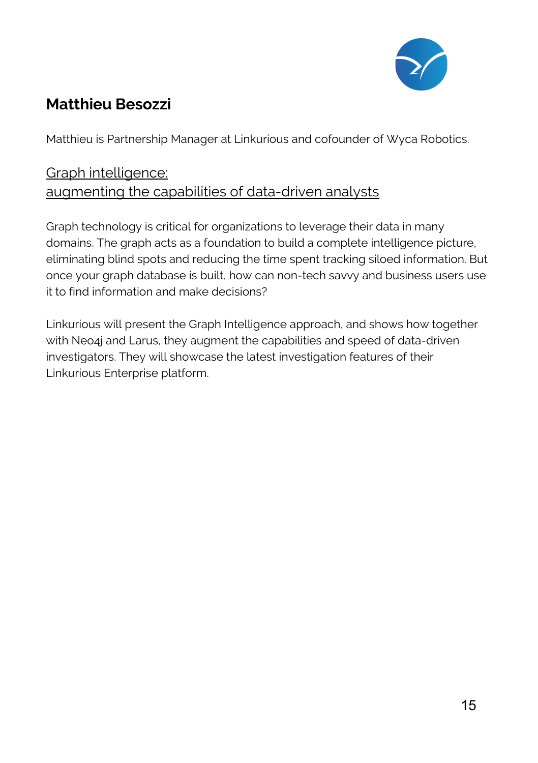## Matthieu Besozzi

Matthieu is Partnership Manager at Linkurious and cofounder of Wyca Robotics.

### Graph intelligence:
### augmenting the capabilities of data-driven analysts

Graph technology is critical for organizations to leverage their data in many domains. The graph acts as a foundation to build a complete intelligence picture, eliminating blind spots and reducing the time spent tracking siloed information. But once your graph database is built, how can non-tech savvy and business users use it to find information and make decisions?

Linkurious will present the Graph Intelligence approach, and shows how together with Neo4j and Larus, they augment the capabilities and speed of data-driven investigators. They will showcase the latest investigation features of their Linkurious Enterprise platform.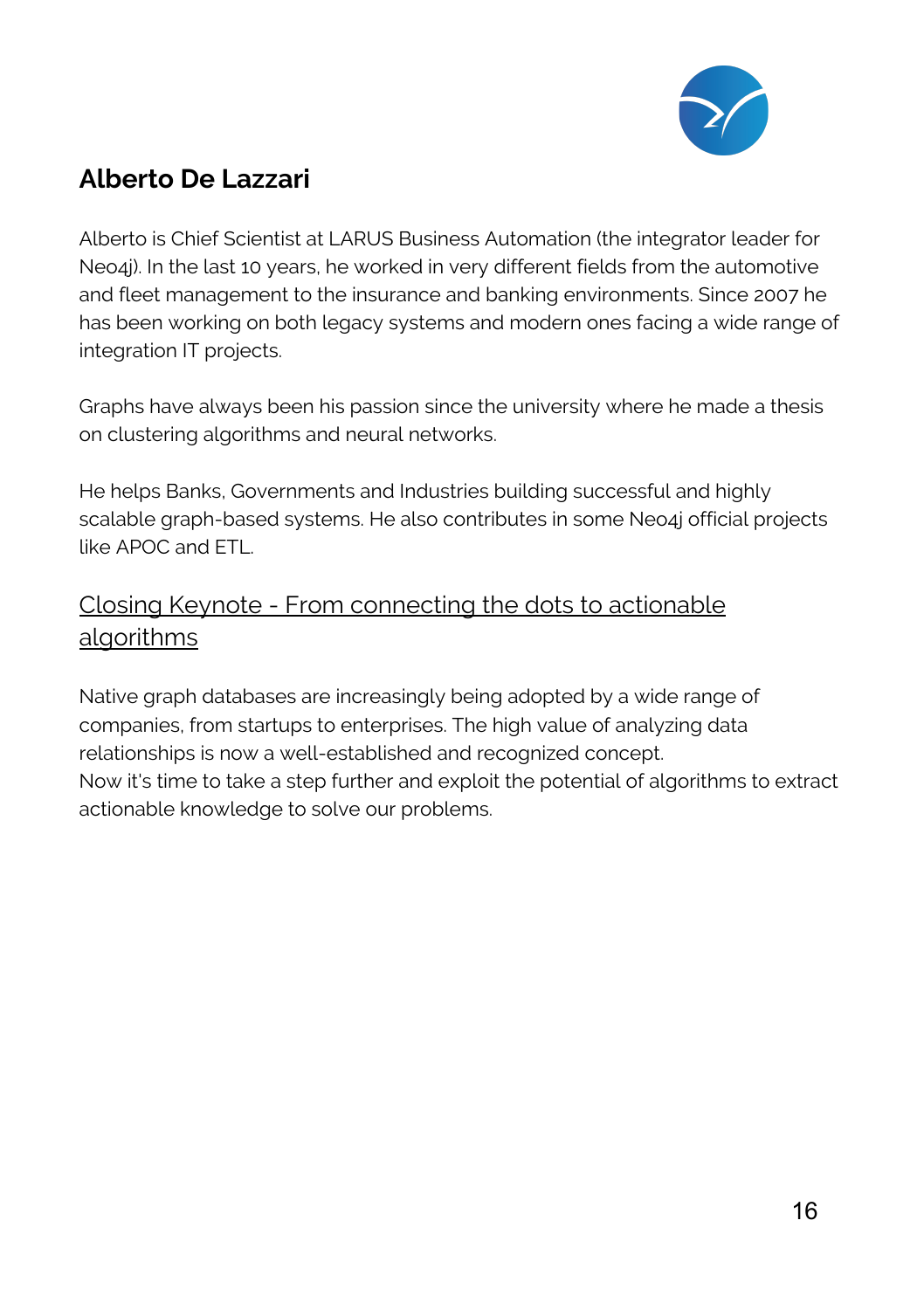## Alberto De Lazzari

Alberto is Chief Scientist at LARUS Business Automation (the integrator leader for Neo4j). In the last 10 years, he worked in very different fields from the automotive and fleet management to the insurance and banking environments. Since 2007 he has been working on both legacy systems and modern ones facing a wide range of integration IT projects.

Graphs have always been his passion since the university where he made a thesis on clustering algorithms and neural networks.

He helps Banks, Governments and Industries building successful and highly scalable graph-based systems. He also contributes in some Neo4j official projects like APOC and ETL.

### Closing Keynote - From connecting the dots to actionable algorithms

Native graph databases are increasingly being adopted by a wide range of companies, from startups to enterprises. The high value of analyzing data relationships is now a well-established and recognized concept.
Now it's time to take a step further and exploit the potential of algorithms to extract actionable knowledge to solve our problems.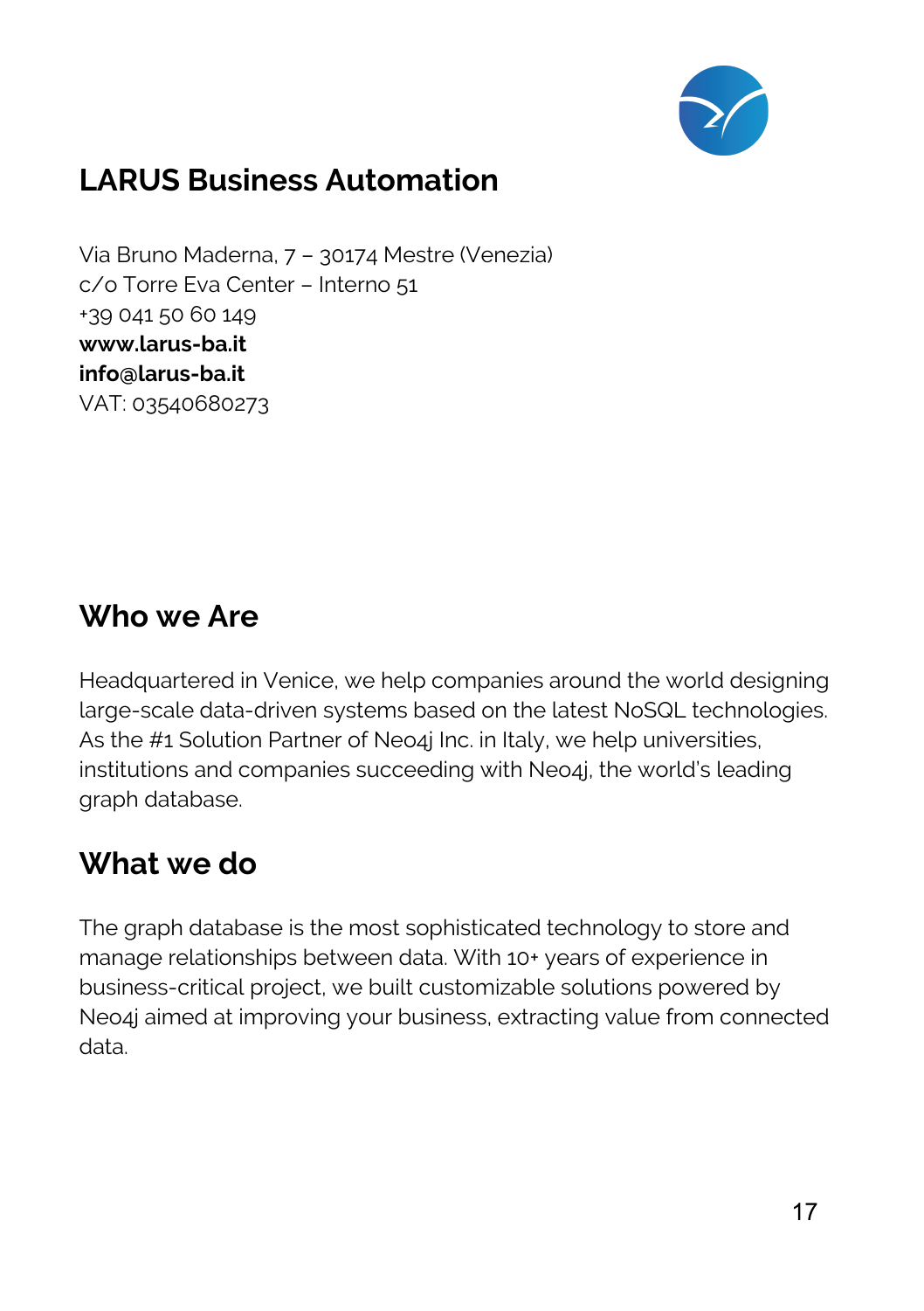# LARUS Business Automation

Via Bruno Maderna, 7 – 30174 Mestre (Venezia)
c/o Torre Eva Center – Interno 51
+39 041 50 60 149
**www.larus-ba.it**
**info@larus-ba.it**
VAT: 03540680273

## Who we Are

Headquartered in Venice, we help companies around the world designing large-scale data-driven systems based on the latest NoSQL technologies. As the #1 Solution Partner of Neo4j Inc. in Italy, we help universities, institutions and companies succeeding with Neo4j, the world's leading graph database.

## What we do

The graph database is the most sophisticated technology to store and manage relationships between data. With 10+ years of experience in business-critical project, we built customizable solutions powered by Neo4j aimed at improving your business, extracting value from connected data.